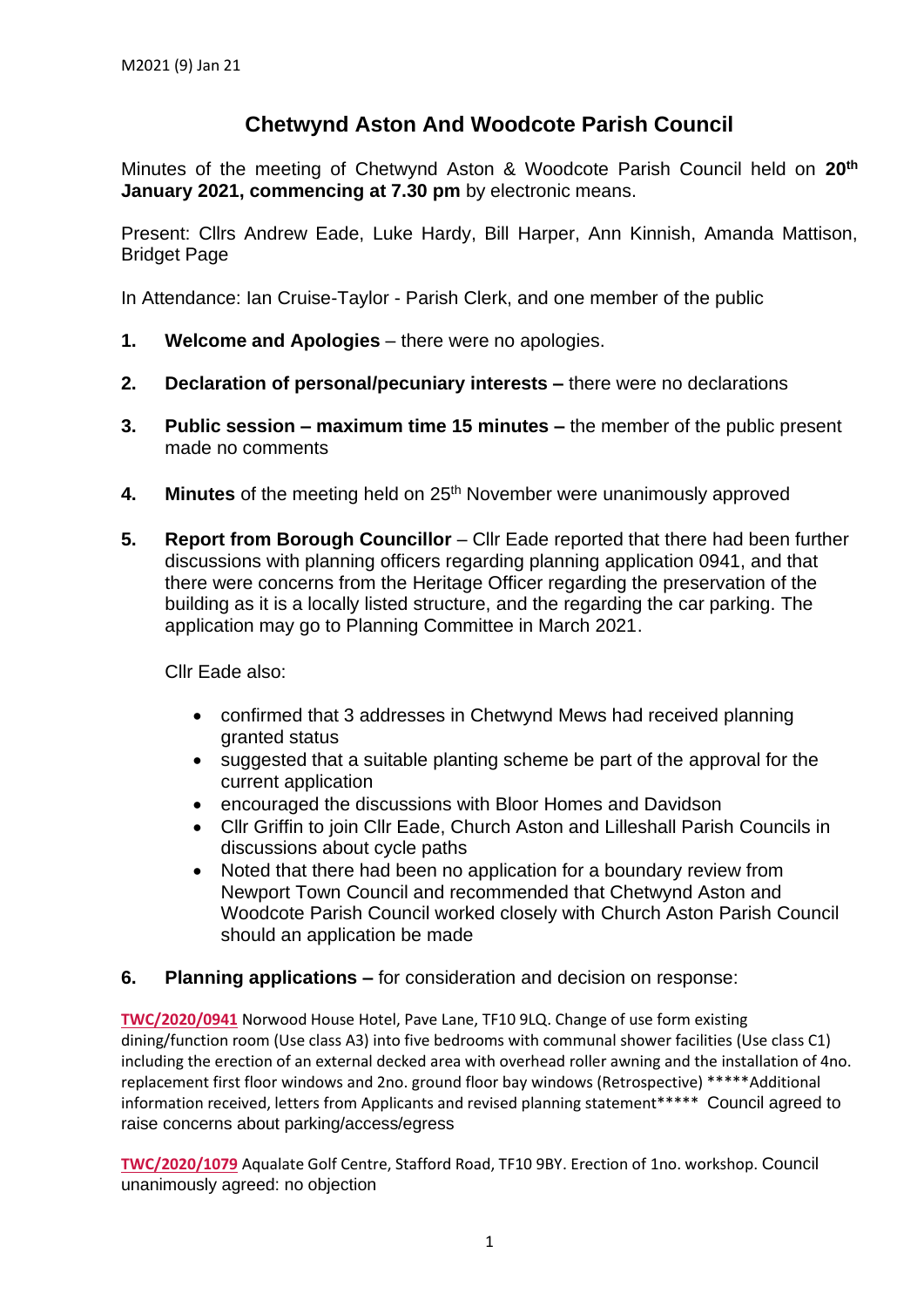M2021 (9) Jan 21

# Chetwynd Aston And Woodcote Parish Council

Minutes of the meeting of Chetwynd Aston & Woodcote Parish Council held on **20th January 2021, commencing at 7.30 pm** by electronic means.

Present: Cllrs Andrew Eade, Luke Hardy, Bill Harper, Ann Kinnish, Amanda Mattison, Bridget Page

In Attendance: Ian Cruise-Taylor - Parish Clerk, and one member of the public

1. **Welcome and Apologies** – there were no apologies.

2. **Declaration of personal/pecuniary interests –** there were no declarations

3. **Public session – maximum time 15 minutes –** the member of the public present made no comments

4. **Minutes** of the meeting held on 25th November were unanimously approved

5. **Report from Borough Councillor** – Cllr Eade reported that there had been further discussions with planning officers regarding planning application 0941, and that there were concerns from the Heritage Officer regarding the preservation of the building as it is a locally listed structure, and the regarding the car parking. The application may go to Planning Committee in March 2021.

   Cllr Eade also:

   - confirmed that 3 addresses in Chetwynd Mews had received planning granted status
   - suggested that a suitable planting scheme be part of the approval for the current application
   - encouraged the discussions with Bloor Homes and Davidson
   - Cllr Griffin to join Cllr Eade, Church Aston and Lilleshall Parish Councils in discussions about cycle paths
   - Noted that there had been no application for a boundary review from Newport Town Council and recommended that Chetwynd Aston and Woodcote Parish Council worked closely with Church Aston Parish Council should an application be made

6. **Planning applications –** for consideration and decision on response:

**TWC/2020/0941** Norwood House Hotel, Pave Lane, TF10 9LQ. Change of use form existing dining/function room (Use class A3) into five bedrooms with communal shower facilities (Use class C1) including the erection of an external decked area with overhead roller awning and the installation of 4no. replacement first floor windows and 2no. ground floor bay windows (Retrospective) *****Additional information received, letters from Applicants and revised planning statement***** Council agreed to raise concerns about parking/access/egress

**TWC/2020/1079** Aqualate Golf Centre, Stafford Road, TF10 9BY. Erection of 1no. workshop. Council unanimously agreed: no objection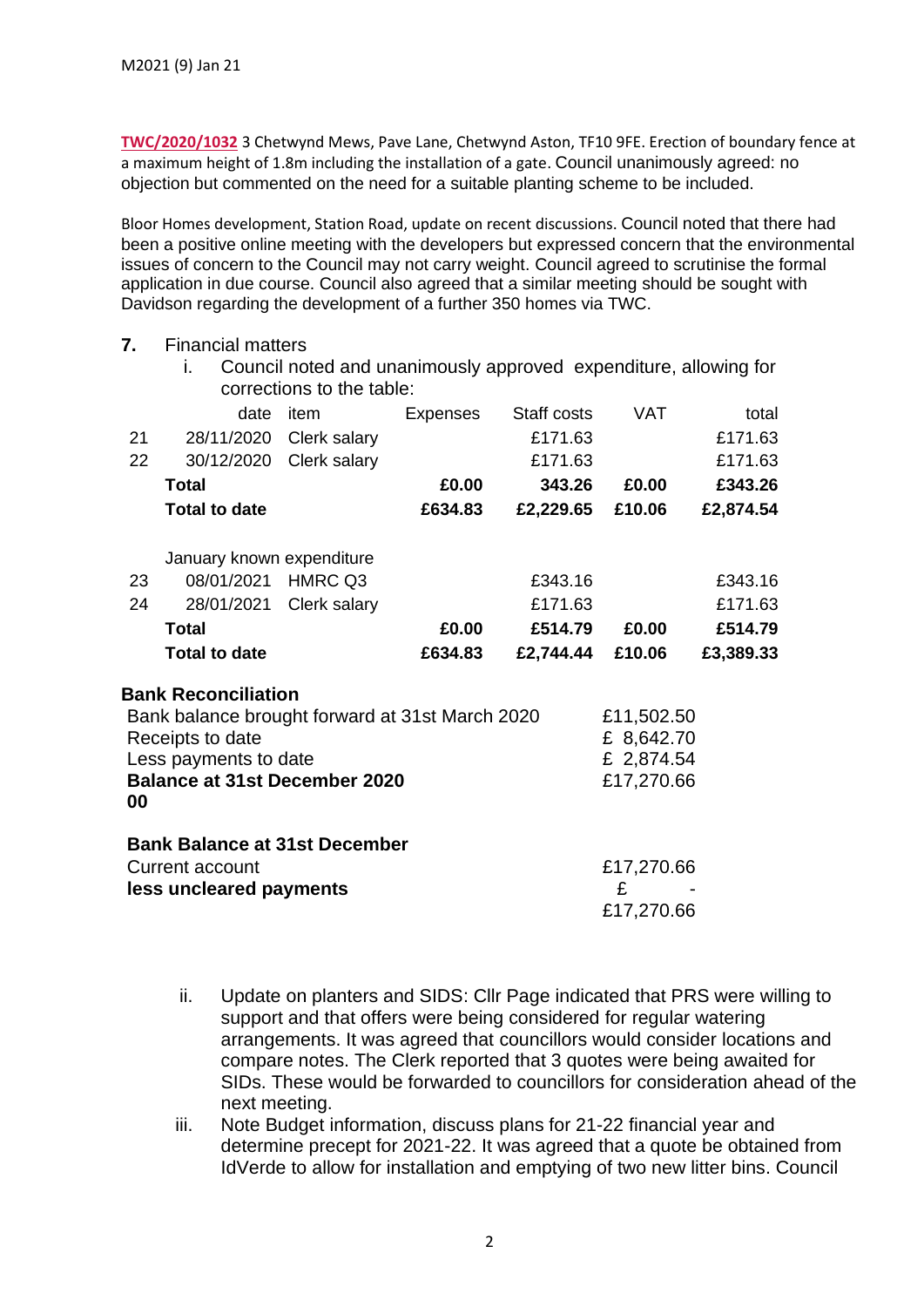M2021 (9) Jan 21

**TWC/2020/1032** 3 Chetwynd Mews, Pave Lane, Chetwynd Aston, TF10 9FE. Erection of boundary fence at a maximum height of 1.8m including the installation of a gate. Council unanimously agreed: no objection but commented on the need for a suitable planting scheme to be included.

Bloor Homes development, Station Road, update on recent discussions. Council noted that there had been a positive online meeting with the developers but expressed concern that the environmental issues of concern to the Council may not carry weight. Council agreed to scrutinise the formal application in due course. Council also agreed that a similar meeting should be sought with Davidson regarding the development of a further 350 homes via TWC.

**7.** Financial matters

i. Council noted and unanimously approved expenditure, allowing for corrections to the table:

| | date | item | Expenses | Staff costs | VAT | total |
|---|---|---|---|---|---|---|
| 21 | 28/11/2020 | Clerk salary | | £171.63 | | £171.63 |
| 22 | 30/12/2020 | Clerk salary | | £171.63 | | £171.63 |
| | **Total** | | **£0.00** | **343.26** | **£0.00** | **£343.26** |
| | **Total to date** | | **£634.83** | **£2,229.65** | **£10.06** | **£2,874.54** |
| | | | | | | |
| | January known expenditure | | | | | |
| 23 | 08/01/2021 | HMRC Q3 | | £343.16 | | £343.16 |
| 24 | 28/01/2021 | Clerk salary | | £171.63 | | £171.63 |
| | **Total** | | **£0.00** | **£514.79** | **£0.00** | **£514.79** |
| | **Total to date** | | **£634.83** | **£2,744.44** | **£10.06** | **£3,389.33** |

**Bank Reconciliation**

| | |
|---|---|
| Bank balance brought forward at 31st March 2020 | £11,502.50 |
| Receipts to date | £ 8,642.70 |
| Less payments to date | £ 2,874.54 |
| **Balance at 31st December 2020** | £17,270.66 |
| **00** | |

| **Bank Balance at 31st December** | |
|---|---|
| Current account | £17,270.66 |
| **less uncleared payments** | £ - |
| | £17,270.66 |

ii. Update on planters and SIDS: Cllr Page indicated that PRS were willing to support and that offers were being considered for regular watering arrangements. It was agreed that councillors would consider locations and compare notes. The Clerk reported that 3 quotes were being awaited for SIDs. These would be forwarded to councillors for consideration ahead of the next meeting.

iii. Note Budget information, discuss plans for 21-22 financial year and determine precept for 2021-22. It was agreed that a quote be obtained from IdVerde to allow for installation and emptying of two new litter bins. Council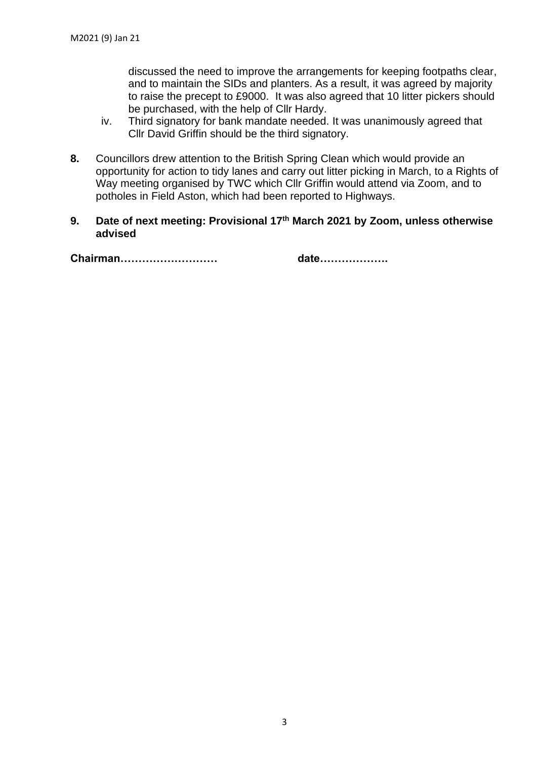discussed the need to improve the arrangements for keeping footpaths clear, and to maintain the SIDs and planters. As a result, it was agreed by majority to raise the precept to £9000. It was also agreed that 10 litter pickers should be purchased, with the help of Cllr Hardy.

iv. Third signatory for bank mandate needed. It was unanimously agreed that Cllr David Griffin should be the third signatory.

**8.** Councillors drew attention to the British Spring Clean which would provide an opportunity for action to tidy lanes and carry out litter picking in March, to a Rights of Way meeting organised by TWC which Cllr Griffin would attend via Zoom, and to potholes in Field Aston, which had been reported to Highways.

**9. Date of next meeting: Provisional 17th March 2021 by Zoom, unless otherwise advised**

**Chairman………………………  date……………….**